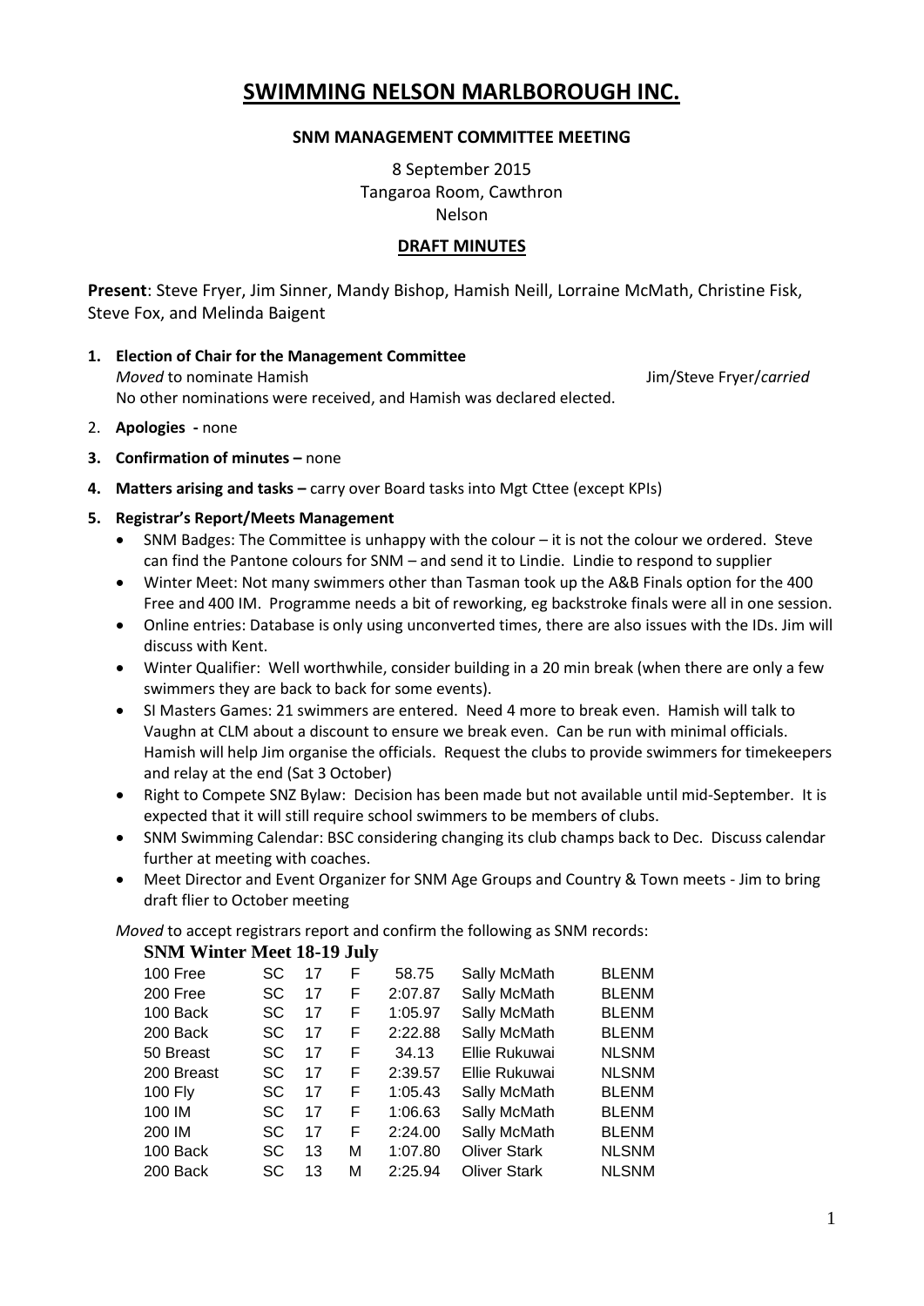# SWIMMING NELSON MARLBOROUGH INC.

**SNM MANAGEMENT COMMITTEE MEETING**

8 September 2015
Tangaroa Room, Cawthron
Nelson

**DRAFT MINUTES**

**Present**: Steve Fryer, Jim Sinner, Mandy Bishop, Hamish Neill, Lorraine McMath, Christine Fisk, Steve Fox, and Melinda Baigent

1. **Election of Chair for the Management Committee**
   *Moved* to nominate Hamish — Jim/Steve Fryer/*carried*
   No other nominations were received, and Hamish was declared elected.
2. **Apologies -** none
3. **Confirmation of minutes –** none
4. **Matters arising and tasks –** carry over Board tasks into Mgt Cttee (except KPIs)
5. **Registrar's Report/Meets Management**
   - SNM Badges: The Committee is unhappy with the colour – it is not the colour we ordered. Steve can find the Pantone colours for SNM – and send it to Lindie. Lindie to respond to supplier
   - Winter Meet: Not many swimmers other than Tasman took up the A&B Finals option for the 400 Free and 400 IM. Programme needs a bit of reworking, eg backstroke finals were all in one session.
   - Online entries: Database is only using unconverted times, there are also issues with the IDs. Jim will discuss with Kent.
   - Winter Qualifier: Well worthwhile, consider building in a 20 min break (when there are only a few swimmers they are back to back for some events).
   - SI Masters Games: 21 swimmers are entered. Need 4 more to break even. Hamish will talk to Vaughn at CLM about a discount to ensure we break even. Can be run with minimal officials. Hamish will help Jim organise the officials. Request the clubs to provide swimmers for timekeepers and relay at the end (Sat 3 October)
   - Right to Compete SNZ Bylaw: Decision has been made but not available until mid-September. It is expected that it will still require school swimmers to be members of clubs.
   - SNM Swimming Calendar: BSC considering changing its club champs back to Dec. Discuss calendar further at meeting with coaches.
   - Meet Director and Event Organizer for SNM Age Groups and Country & Town meets - Jim to bring draft flier to October meeting

   *Moved* to accept registrars report and confirm the following as SNM records:

**SNM Winter Meet 18-19 July**

| | | | | | | |
|---|---|---|---|---|---|---|
| 100 Free | SC | 17 | F | 58.75 | Sally McMath | BLENM |
| 200 Free | SC | 17 | F | 2:07.87 | Sally McMath | BLENM |
| 100 Back | SC | 17 | F | 1:05.97 | Sally McMath | BLENM |
| 200 Back | SC | 17 | F | 2:22.88 | Sally McMath | BLENM |
| 50 Breast | SC | 17 | F | 34.13 | Ellie Rukuwai | NLSNM |
| 200 Breast | SC | 17 | F | 2:39.57 | Ellie Rukuwai | NLSNM |
| 100 Fly | SC | 17 | F | 1:05.43 | Sally McMath | BLENM |
| 100 IM | SC | 17 | F | 1:06.63 | Sally McMath | BLENM |
| 200 IM | SC | 17 | F | 2:24.00 | Sally McMath | BLENM |
| 100 Back | SC | 13 | M | 1:07.80 | Oliver Stark | NLSNM |
| 200 Back | SC | 13 | M | 2:25.94 | Oliver Stark | NLSNM |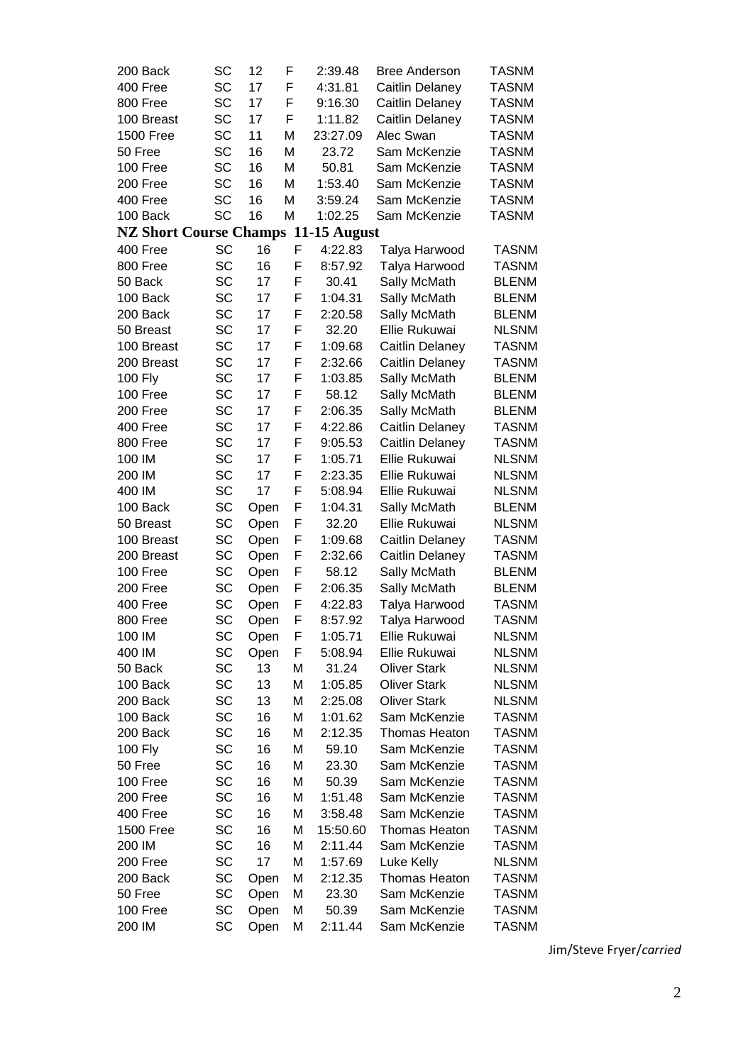| | | | | | | |
|---|---|---|---|---|---|---|
| 200 Back | SC | 12 | F | 2:39.48 | Bree Anderson | TASNM |
| 400 Free | SC | 17 | F | 4:31.81 | Caitlin Delaney | TASNM |
| 800 Free | SC | 17 | F | 9:16.30 | Caitlin Delaney | TASNM |
| 100 Breast | SC | 17 | F | 1:11.82 | Caitlin Delaney | TASNM |
| 1500 Free | SC | 11 | M | 23:27.09 | Alec Swan | TASNM |
| 50 Free | SC | 16 | M | 23.72 | Sam McKenzie | TASNM |
| 100 Free | SC | 16 | M | 50.81 | Sam McKenzie | TASNM |
| 200 Free | SC | 16 | M | 1:53.40 | Sam McKenzie | TASNM |
| 400 Free | SC | 16 | M | 3:59.24 | Sam McKenzie | TASNM |
| 100 Back | SC | 16 | M | 1:02.25 | Sam McKenzie | TASNM |

**NZ Short Course Champs 11-15 August**

| | | | | | | |
|---|---|---|---|---|---|---|
| 400 Free | SC | 16 | F | 4:22.83 | Talya Harwood | TASNM |
| 800 Free | SC | 16 | F | 8:57.92 | Talya Harwood | TASNM |
| 50 Back | SC | 17 | F | 30.41 | Sally McMath | BLENM |
| 100 Back | SC | 17 | F | 1:04.31 | Sally McMath | BLENM |
| 200 Back | SC | 17 | F | 2:20.58 | Sally McMath | BLENM |
| 50 Breast | SC | 17 | F | 32.20 | Ellie Rukuwai | NLSNM |
| 100 Breast | SC | 17 | F | 1:09.68 | Caitlin Delaney | TASNM |
| 200 Breast | SC | 17 | F | 2:32.66 | Caitlin Delaney | TASNM |
| 100 Fly | SC | 17 | F | 1:03.85 | Sally McMath | BLENM |
| 100 Free | SC | 17 | F | 58.12 | Sally McMath | BLENM |
| 200 Free | SC | 17 | F | 2:06.35 | Sally McMath | BLENM |
| 400 Free | SC | 17 | F | 4:22.86 | Caitlin Delaney | TASNM |
| 800 Free | SC | 17 | F | 9:05.53 | Caitlin Delaney | TASNM |
| 100 IM | SC | 17 | F | 1:05.71 | Ellie Rukuwai | NLSNM |
| 200 IM | SC | 17 | F | 2:23.35 | Ellie Rukuwai | NLSNM |
| 400 IM | SC | 17 | F | 5:08.94 | Ellie Rukuwai | NLSNM |
| 100 Back | SC | Open | F | 1:04.31 | Sally McMath | BLENM |
| 50 Breast | SC | Open | F | 32.20 | Ellie Rukuwai | NLSNM |
| 100 Breast | SC | Open | F | 1:09.68 | Caitlin Delaney | TASNM |
| 200 Breast | SC | Open | F | 2:32.66 | Caitlin Delaney | TASNM |
| 100 Free | SC | Open | F | 58.12 | Sally McMath | BLENM |
| 200 Free | SC | Open | F | 2:06.35 | Sally McMath | BLENM |
| 400 Free | SC | Open | F | 4:22.83 | Talya Harwood | TASNM |
| 800 Free | SC | Open | F | 8:57.92 | Talya Harwood | TASNM |
| 100 IM | SC | Open | F | 1:05.71 | Ellie Rukuwai | NLSNM |
| 400 IM | SC | Open | F | 5:08.94 | Ellie Rukuwai | NLSNM |
| 50 Back | SC | 13 | M | 31.24 | Oliver Stark | NLSNM |
| 100 Back | SC | 13 | M | 1:05.85 | Oliver Stark | NLSNM |
| 200 Back | SC | 13 | M | 2:25.08 | Oliver Stark | NLSNM |
| 100 Back | SC | 16 | M | 1:01.62 | Sam McKenzie | TASNM |
| 200 Back | SC | 16 | M | 2:12.35 | Thomas Heaton | TASNM |
| 100 Fly | SC | 16 | M | 59.10 | Sam McKenzie | TASNM |
| 50 Free | SC | 16 | M | 23.30 | Sam McKenzie | TASNM |
| 100 Free | SC | 16 | M | 50.39 | Sam McKenzie | TASNM |
| 200 Free | SC | 16 | M | 1:51.48 | Sam McKenzie | TASNM |
| 400 Free | SC | 16 | M | 3:58.48 | Sam McKenzie | TASNM |
| 1500 Free | SC | 16 | M | 15:50.60 | Thomas Heaton | TASNM |
| 200 IM | SC | 16 | M | 2:11.44 | Sam McKenzie | TASNM |
| 200 Free | SC | 17 | M | 1:57.69 | Luke Kelly | NLSNM |
| 200 Back | SC | Open | M | 2:12.35 | Thomas Heaton | TASNM |
| 50 Free | SC | Open | M | 23.30 | Sam McKenzie | TASNM |
| 100 Free | SC | Open | M | 50.39 | Sam McKenzie | TASNM |
| 200 IM | SC | Open | M | 2:11.44 | Sam McKenzie | TASNM |

Jim/Steve Fryer/*carried*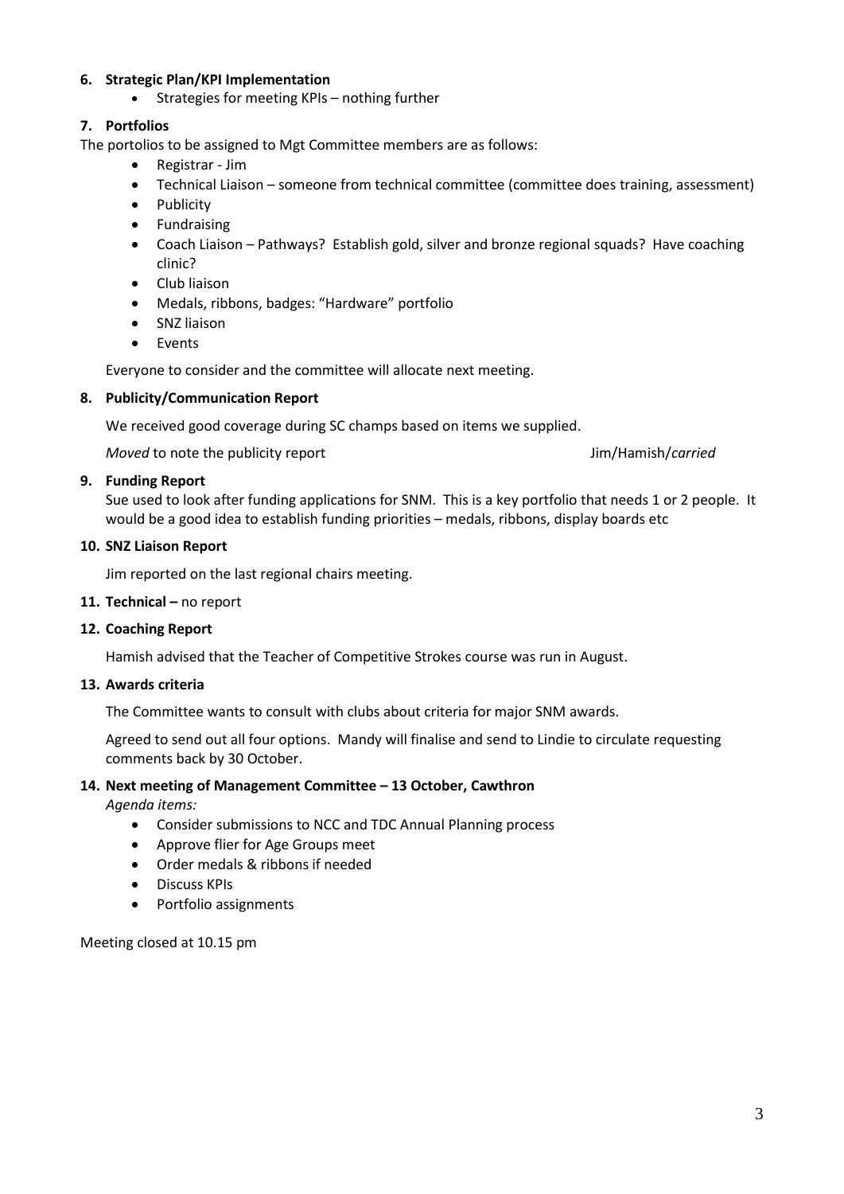**6. Strategic Plan/KPI Implementation**

- Strategies for meeting KPIs – nothing further

**7. Portfolios**

The portolios to be assigned to Mgt Committee members are as follows:

- Registrar - Jim
- Technical Liaison – someone from technical committee (committee does training, assessment)
- Publicity
- Fundraising
- Coach Liaison – Pathways? Establish gold, silver and bronze regional squads? Have coaching clinic?
- Club liaison
- Medals, ribbons, badges: "Hardware" portfolio
- SNZ liaison
- Events

Everyone to consider and the committee will allocate next meeting.

**8. Publicity/Communication Report**

We received good coverage during SC champs based on items we supplied.

*Moved* to note the publicity report Jim/Hamish/*carried*

**9. Funding Report**

Sue used to look after funding applications for SNM. This is a key portfolio that needs 1 or 2 people. It would be a good idea to establish funding priorities – medals, ribbons, display boards etc

**10. SNZ Liaison Report**

Jim reported on the last regional chairs meeting.

**11. Technical –** no report

**12. Coaching Report**

Hamish advised that the Teacher of Competitive Strokes course was run in August.

**13. Awards criteria**

The Committee wants to consult with clubs about criteria for major SNM awards.

Agreed to send out all four options. Mandy will finalise and send to Lindie to circulate requesting comments back by 30 October.

**14. Next meeting of Management Committee – 13 October, Cawthron**

*Agenda items:*

- Consider submissions to NCC and TDC Annual Planning process
- Approve flier for Age Groups meet
- Order medals & ribbons if needed
- Discuss KPIs
- Portfolio assignments

Meeting closed at 10.15 pm